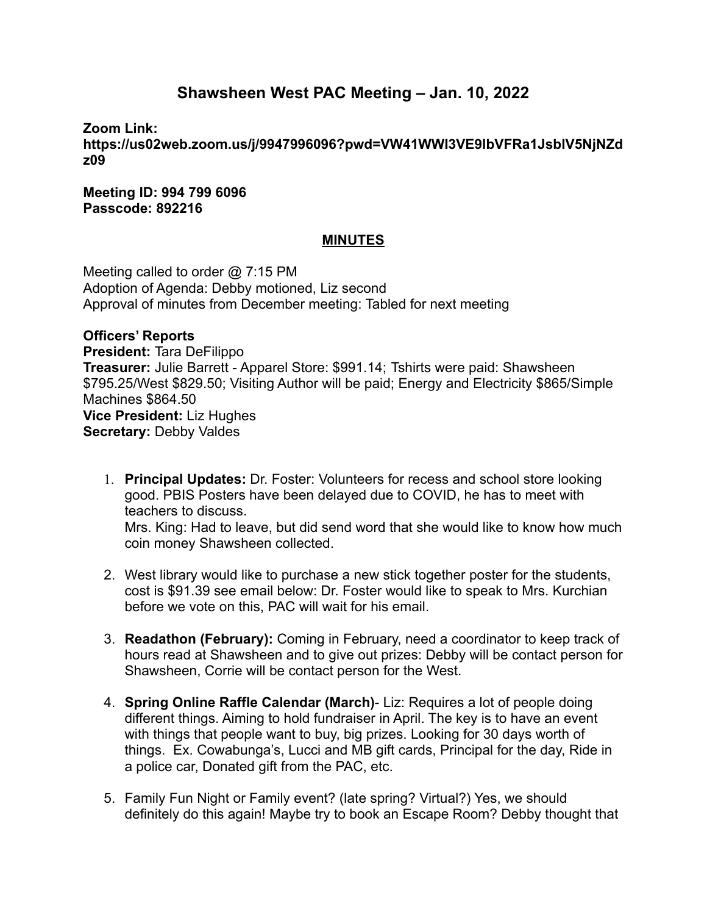# Shawsheen West PAC Meeting – Jan. 10, 2022

**Zoom Link: https://us02web.zoom.us/j/9947996096?pwd=VW41WWI3VE9lbVFRa1JsblV5NjNZdz09**

**Meeting ID: 994 799 6096**
**Passcode: 892216**

## MINUTES

Meeting called to order @ 7:15 PM
Adoption of Agenda: Debby motioned, Liz second
Approval of minutes from December meeting: Tabled for next meeting

**Officers' Reports**
**President:** Tara DeFilippo
**Treasurer:** Julie Barrett - Apparel Store: $991.14; Tshirts were paid: Shawsheen $795.25/West $829.50; Visiting Author will be paid; Energy and Electricity $865/Simple Machines $864.50
**Vice President:** Liz Hughes
**Secretary:** Debby Valdes

1. **Principal Updates:** Dr. Foster: Volunteers for recess and school store looking good. PBIS Posters have been delayed due to COVID, he has to meet with teachers to discuss.
   Mrs. King: Had to leave, but did send word that she would like to know how much coin money Shawsheen collected.

2. West library would like to purchase a new stick together poster for the students, cost is $91.39 see email below: Dr. Foster would like to speak to Mrs. Kurchian before we vote on this, PAC will wait for his email.

3. **Readathon (February):** Coming in February, need a coordinator to keep track of hours read at Shawsheen and to give out prizes: Debby will be contact person for Shawsheen, Corrie will be contact person for the West.

4. **Spring Online Raffle Calendar (March)**- Liz: Requires a lot of people doing different things. Aiming to hold fundraiser in April. The key is to have an event with things that people want to buy, big prizes. Looking for 30 days worth of things. Ex. Cowabunga's, Lucci and MB gift cards, Principal for the day, Ride in a police car, Donated gift from the PAC, etc.

5. Family Fun Night or Family event? (late spring? Virtual?) Yes, we should definitely do this again! Maybe try to book an Escape Room? Debby thought that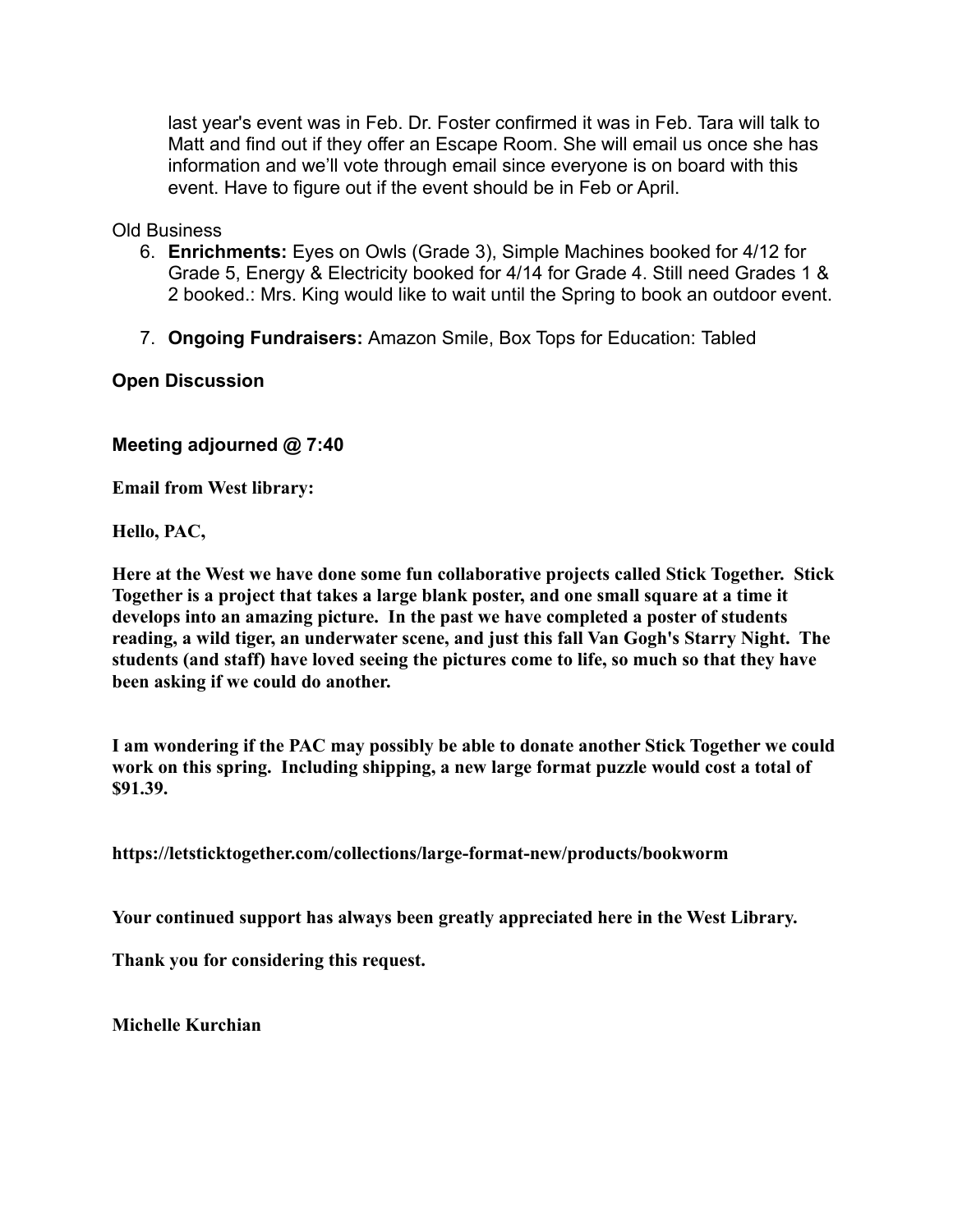last year's event was in Feb. Dr. Foster confirmed it was in Feb. Tara will talk to Matt and find out if they offer an Escape Room. She will email us once she has information and we'll vote through email since everyone is on board with this event. Have to figure out if the event should be in Feb or April.

Old Business

6. **Enrichments:** Eyes on Owls (Grade 3), Simple Machines booked for 4/12 for Grade 5, Energy & Electricity booked for 4/14 for Grade 4. Still need Grades 1 & 2 booked.: Mrs. King would like to wait until the Spring to book an outdoor event.

7. **Ongoing Fundraisers:** Amazon Smile, Box Tops for Education: Tabled

**Open Discussion**

**Meeting adjourned @ 7:40**

**Email from West library:**

**Hello, PAC,**

**Here at the West we have done some fun collaborative projects called Stick Together. Stick Together is a project that takes a large blank poster, and one small square at a time it develops into an amazing picture. In the past we have completed a poster of students reading, a wild tiger, an underwater scene, and just this fall Van Gogh's Starry Night. The students (and staff) have loved seeing the pictures come to life, so much so that they have been asking if we could do another.**

**I am wondering if the PAC may possibly be able to donate another Stick Together we could work on this spring. Including shipping, a new large format puzzle would cost a total of $91.39.**

**https://letsticktogether.com/collections/large-format-new/products/bookworm**

**Your continued support has always been greatly appreciated here in the West Library.**

**Thank you for considering this request.**

**Michelle Kurchian**